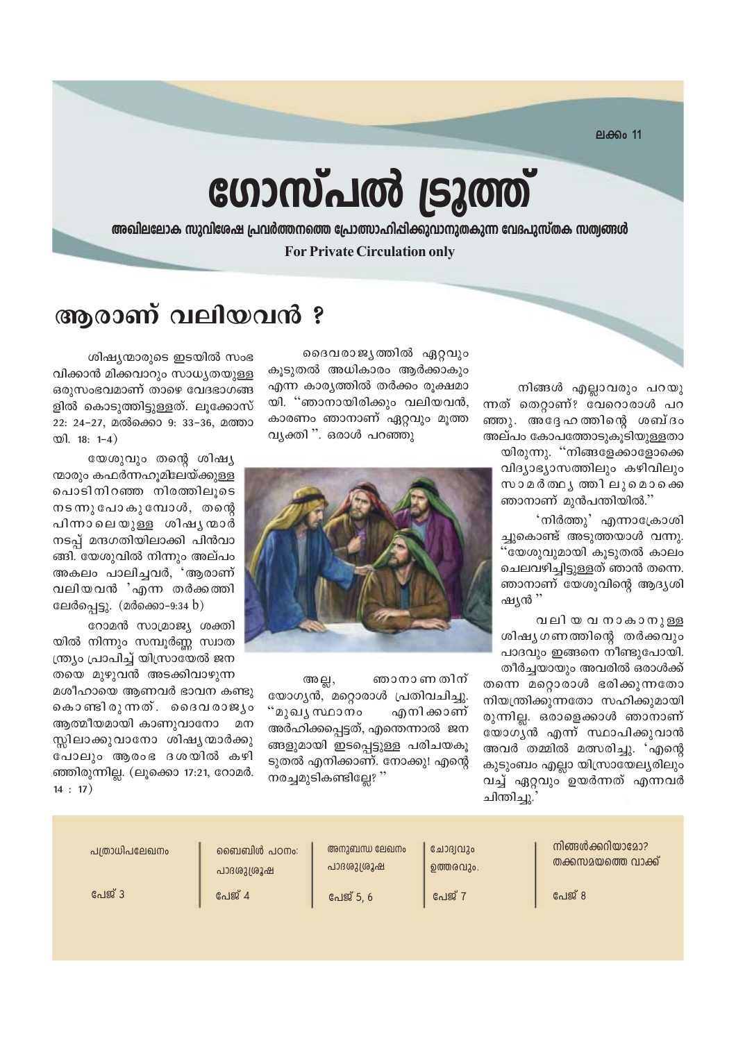ലക്കം 11

# ഗോസ്പൽ ട്രൂത്ത്

**അഖിലലോക സുവിശേഷ പ്രവർത്തനത്തെ പ്രോത്സാഹിപ്പിക്കുവാനുതകുന്ന വേദപുസ്തക സത്യങ്ങൾ**

**For Private Circulation only**

## ആരാണ് വലിയവൻ ?

ശിഷ്യന്മാരുടെ ഇടയിൽ സംഭവിക്കാൻ മിക്കവാറും സാധ്യതയുള്ള ഒരുസംഭവമാണ് താഴെ വേദഭാഗങ്ങളിൽ കൊടുത്തിട്ടുള്ളത്. ലൂക്കോസ് 22: 24–27, മർക്കൊ 9: 33–36, മത്തായി. 18: 1–4)

യേശുവും തന്റെ ശിഷ്യന്മാരും കഫർന്നഹൂമിലേയ്ക്കുള്ള പൊടിനിറഞ്ഞ നിരത്തിലൂടെ നടന്നുപോകുമ്പോൾ, തന്റെ പിന്നാലെയുള്ള ശിഷ്യന്മാർ നടപ്പ് മന്ദഗതിയിലാക്കി പിൻവാങ്ങി. യേശുവിൽ നിന്നും അല്പം അകലം പാലിച്ചവർ, 'ആരാണ് വലിയവൻ 'എന്ന തർക്കത്തിലേർപ്പെട്ടു. (മർക്കൊ-9:34 b)

റോമൻ സാമ്രാജ്യ ശക്തിയിൽ നിന്നും സമ്പൂർണ്ണ സ്വാതന്ത്ര്യം പ്രാപിച്ച് യിസ്രായേൽ ജനതയെ മുഴുവൻ അടക്കിവാഴുന്ന മശീഹായെ ആണവർ ഭാവന കണ്ടുകൊണ്ടിരുന്നത്. ദൈവരാജ്യം ആത്മീയമായി കാണുവാനോ മനസ്സിലാക്കുവാനോ ശിഷ്യന്മാർക്കുപോലും ആരംഭ ദശയിൽ കഴിഞ്ഞിരുന്നില്ല. (ലൂക്കൊ 17:21, റോമർ. 14 : 17)

ദൈവരാജ്യത്തിൽ ഏറ്റവും കൂടുതൽ അധികാരം ആർക്കാകും എന്ന കാര്യത്തിൽ തർക്കം രൂക്ഷമായി. "ഞാനായിരിക്കും വലിയവൻ, കാരണം ഞാനാണ് ഏറ്റവും മൂത്ത വ്യക്തി ". ഒരാൾ പറഞ്ഞു

അല്ല, ഞാനാണതിന് യോഗ്യൻ, മറ്റൊരാൾ പ്രതിവചിച്ചു. "മുഖ്യസ്ഥാനം എനിക്കാണ് അർഹിക്കപ്പെട്ടത്, എന്തെന്നാൽ ജനങ്ങളുമായി ഇടപ്പെട്ടുള്ള പരിചയകൂടുതൽ എനിക്കാണ്. നോക്കു! എന്റെ നരച്ചമുടികണ്ടില്ലേ? "

നിങ്ങൾ എല്ലാവരും പറയുന്നത് തെറ്റാണ്? വേറൊരാൾ പറഞ്ഞു. അദ്ദേഹത്തിന്റെ ശബ്ദം അല്പം കോപത്തോടുകൂടിയുള്ളതായിരുന്നു. "നിങ്ങളേക്കാളോക്കെ വിദ്യാഭ്യാസത്തിലും കഴിവിലും സാമർത്ഥ്യത്തിലുമൊക്കെ ഞാനാണ് മുൻപന്തിയിൽ."

'നിർത്തു' എന്നാക്രോശിച്ചുകൊണ്ട് അടുത്തയാൾ വന്നു. "യേശുവുമായി കൂടുതൽ കാലം ചെലവഴിച്ചിട്ടുള്ളത് ഞാൻ തന്നെ. ഞാനാണ് യേശുവിന്റെ ആദ്യശിഷ്യൻ "

വലിയവനാകാനുള്ള ശിഷ്യഗണത്തിന്റെ തർക്കവും പാദവും ഇങ്ങനെ നീണ്ടുപോയി. തീർച്ചയായും അവരിൽ ഒരാൾക്ക് തന്നെ മറ്റൊരാൾ ഭരിക്കുന്നതോ നിയന്ത്രിക്കുന്നതോ സഹിക്കുമായിരുന്നില്ല. ഒരാളെക്കാൾ ഞാനാണ് യോഗ്യൻ എന്ന് സ്ഥാപിക്കുവാൻ അവർ തമ്മിൽ മത്സരിച്ചു. 'എന്റെ കുടുംബം എല്ലാ യിസ്രായേല്യരിലും വച്ച് ഏറ്റവും ഉയർന്നത് എന്നവർ ചിന്തിച്ചു.'

| പത്രാധിപലേഖനം | ബൈബിൾ പഠനം: പാദശുശ്രൂഷ | അനുബന്ധ ലേഖനം പാദശുശ്രൂഷ | ചോദ്യവും ഉത്തരവും. | നിങ്ങൾക്കറിയാമോ? തക്കസമയത്തെ വാക്ക് |
|---|---|---|---|---|
| പേജ് 3 | പേജ് 4 | പേജ് 5, 6 | പേജ് 7 | പേജ് 8 |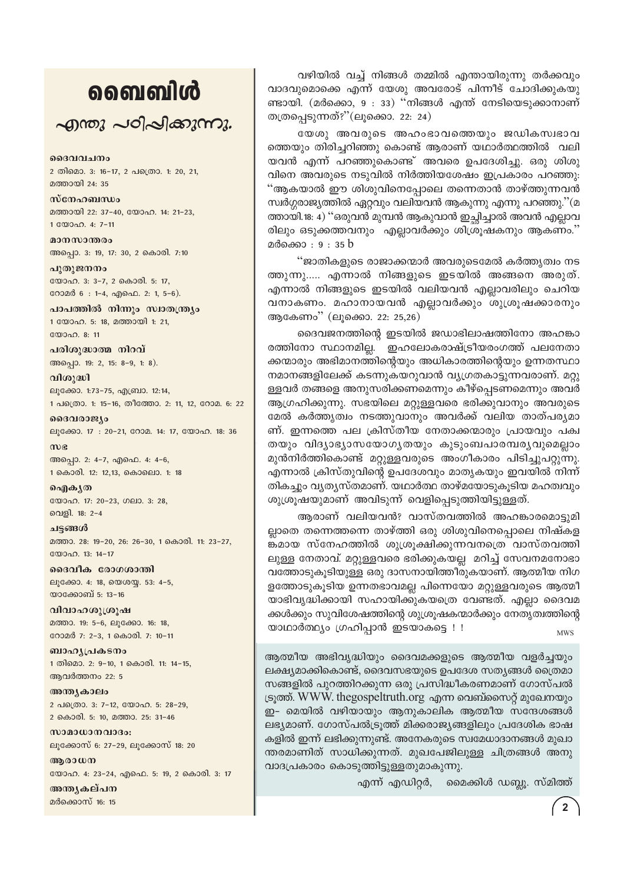# ബൈബിൾ
## എന്തു പഠിപ്പിക്കുന്നു.

**ദൈവവചനം**
2 തിമൊ. 3: 16-17, 2 പത്രൊ. 1: 20, 21, മത്തായി 24: 35

**സ്നേഹബന്ധം**
മത്തായി 22: 37-40, യോഹ. 14: 21-23, 1 യോഹ. 4: 7-11

**മാനസാന്തരം**
അപ്പൊ. 3: 19, 17: 30, 2 കൊരി. 7:10

**പുതുജനനം**
യോഹ. 3: 3-7, 2 കൊരി. 5: 17, റോമർ 6 : 1-4, എഫെ. 2: 1, 5-6).

**പാപത്തിൽ നിന്നും സ്വാതന്ത്ര്യം**
1 യോഹ. 5: 18, മത്തായി 1: 21, യോഹ. 8: 11

**പരിശുദ്ധാത്മ നിറവ്**
അപ്പൊ. 19: 2, 15: 8-9, 1: 8).

**വിശുദ്ധി**
ലൂക്കോ. 1:73-75, എബ്രാ. 12:14, 1 പത്രൊ. 1: 15-16, തീത്തോ. 2: 11, 12, റോമ. 6: 22

**ദൈവരാജ്യം**
ലൂക്കോ. 17 : 20-21, റോമ. 14: 17, യോഹ. 18: 36

**സഭ**
അപ്പൊ. 2: 4-7, എഫെ. 4: 4-6, 1 കൊരി. 12: 12,13, കൊലൊ. 1: 18

**ഐക്യത**
യോഹ. 17: 20-23, ഗലാ. 3: 28, വെളി. 18: 2-4

**ചട്ടങ്ങൾ**
മത്താ. 28: 19-20, 26: 26-30, 1 കൊരി. 11: 23-27, യോഹ. 13: 14-17

**ദൈവീക രോഗശാന്തി**
ലൂക്കോ. 4: 18, യെശയ്യ. 53: 4-5, യാക്കോബ് 5: 13-16

**വിവാഹശുശ്രൂഷ**
മത്താ. 19: 5-6, ലൂക്കോ. 16: 18, റോമർ 7: 2-3, 1 കൊരി. 7: 10-11

**ബാഹ്യപ്രകടനം**
1 തിമൊ. 2: 9-10, 1 കൊരി. 11: 14-15, ആവർത്തനം 22: 5

**അന്ത്യകാലം**
2 പത്രൊ. 3: 7-12, യോഹ. 5: 28-29, 2 കൊരി. 5: 10, മത്താ. 25: 31-46

**സമാധാനവാദം:**
ലൂക്കോസ് 6: 27-29, ലൂക്കോസ് 18: 20

**ആരാധന**
യോഹ. 4: 23-24, എഫെ. 5: 19, 2 കൊരി. 3: 17

**അന്ത്യകല്പന**
മർക്കൊസ് 16: 15

വഴിയിൽ വച്ച് നിങ്ങൾ തമ്മിൽ എന്തായിരുന്നു തർക്കവും വാദവുമൊക്കെ എന്ന് യേശു അവരോട് പിന്നീട് ചോദിക്കുകയുണ്ടായി. (മർക്കൊ, 9 : 33) ''നിങ്ങൾ എന്ത് നേടിയെടുക്കാനാണ് തത്രപ്പെടുന്നത്?''(ലൂക്കൊ. 22: 24)

യേശു അവരുടെ അഹംഭാവത്തെയും ജഡികസ്വഭാവത്തെയും തിരിച്ചറിഞ്ഞു കൊണ്ട് ആരാണ് യഥാർത്ഥത്തിൽ വലിയവൻ എന്ന് പറഞ്ഞുകൊണ്ട് അവരെ ഉപദേശിച്ചു. ഒരു ശിശുവിനെ അവരുടെ നടുവിൽ നിർത്തിയശേഷം ഇപ്രകാരം പറഞ്ഞു: ''ആകയാൽ ഈ ശിശുവിനെപ്പോലെ തന്നെതാൻ താഴ്ത്തുന്നവൻ സ്വർഗ്ഗരാജ്യത്തിൽ ഏറ്റവും വലിയവൻ ആകുന്നു എന്നു പറഞ്ഞു.''(മത്തായി.18: 4) ''ഒരുവൻ മുമ്പൻ ആകുവാൻ ഇച്ഛിച്ചാൽ അവൻ എല്ലാവരിലും ഒടുക്കത്തവനും എല്ലാവർക്കും ശിശ്രൂഷകനും ആകണം.'' മർക്കൊ : 9 : 35 b

''ജാതികളുടെ രാജാക്കന്മാർ അവരുടെമേൽ കർത്തൃത്വം നടത്തുന്നു..... എന്നാൽ നിങ്ങളുടെ ഇടയിൽ അങ്ങനെ അരുത്. എന്നാൽ നിങ്ങളുടെ ഇടയിൽ വലിയവൻ എല്ലാവരിലും ചെറിയവനാകണം. മഹാനായവൻ എല്ലാവർക്കും ശുശ്രൂഷക്കാരനും ആകേണം'' (ലൂക്കൊ. 22: 25,26)

ദൈവജനത്തിന്റെ ഇടയിൽ ജഡാഭിലാഷത്തിനോ അഹങ്കാരത്തിനോ സ്ഥാനമില്ല. ഇഹലോകരാഷ്ട്രീയരംഗത്ത് പലനേതാക്കന്മാരും അഭിമാനത്തിന്റെയും അധികാരത്തിന്റെയും ഉന്നതസ്ഥാനമാനങ്ങളിലേക്ക് കടന്നുകയറുവാൻ വ്യഗ്രതകാട്ടുന്നവരാണ്. മറ്റുള്ളവർ തങ്ങളെ അനുസരിക്കണമെന്നും കീഴ്പ്പെടണമെന്നും അവർ ആഗ്രഹിക്കുന്നു. സഭയിലെ മറ്റുള്ളവരെ ഭരിക്കുവാനും അവരുടെ മേൽ കർത്തൃത്വം നടത്തുവാനും അവർക്ക് വലിയ താത്പര്യമാണ്. ഇന്നത്തെ പല ക്രിസ്തീയ നേതാക്കന്മാരും പ്രായവും പക്വതയും വിദ്യാഭ്യാസയോഗ്യതയും കുടുംബപാരമ്പര്യവുമെല്ലാം മുൻനിർത്തികൊണ്ട് മറ്റുള്ളവരുടെ അംഗീകാരം പിടിച്ചുപറ്റുന്നു. എന്നാൽ ക്രിസ്തുവിന്റെ ഉപദേശവും മാതൃകയും ഇവയിൽ നിന്ന് തികച്ചും വ്യത്യസ്തമാണ്. യഥാർത്ഥ താഴ്മയോടുകൂടിയ മഹത്വവും ശുശ്രൂഷയുമാണ് അവിടുന്ന് വെളിപ്പെടുത്തിയിട്ടുള്ളത്.

ആരാണ് വലിയവൻ? വാസ്തവത്തിൽ അഹങ്കാരമൊട്ടുമില്ലാതെ തന്നെത്തന്നെ താഴ്ത്തി ഒരു ശിശുവിനെപ്പോലെ നിഷ്കളങ്കമായ സ്നേഹത്തിൽ ശുശ്രൂഷിക്കുന്നവനത്രെ വാസ്തവത്തിലുള്ള നേതാവ്. മറ്റുള്ളവരെ ഭരിക്കുകയല്ല മറിച്ച് സേവനമനോഭാവത്തോടുകൂടിയുള്ള ഒരു ദാസനായിത്തീരുകയാണ്. ആത്മീയ നിഗളത്തോടുകൂടിയ ഉന്നതഭാവമല്ല പിന്നെയോ മറ്റുള്ളവരുടെ ആത്മീയാഭിവൃദ്ധിക്കായി സഹായിക്കുകയത്രെ വേണ്ടത്. എല്ലാ ദൈവമക്കൾക്കും സുവിശേഷത്തിന്റെ ശുശ്രൂഷകന്മാർക്കും നേതൃത്വത്തിന്റെ യാഥാർത്ഥ്യം ഗ്രഹിപ്പാൻ ഇടയാകട്ടെ ! !

MWS

ആത്മീയ അഭിവൃദ്ധിയും ദൈവമക്കളുടെ ആത്മീയ വളർച്ചയും ലക്ഷ്യമാക്കികൊണ്ട്, ദൈവസഭയുടെ ഉപദേശ സത്യങ്ങൾ ത്രൈമാസങ്ങളിൽ പുറത്തിറക്കുന്ന ഒരു പ്രസിദ്ധീകരണമാണ് ഗോസ്പൽ ട്രൂത്ത്. WWW. thegospeltruth.org എന്ന വെബ്സൈറ്റ് മുഖേനയും ഇ- മെയിൽ വഴിയായും ആനുകാലിക ആത്മീയ സന്ദേശങ്ങൾ ലഭ്യമാണ്. ഗോസ്പൽട്രൂത്ത് മിക്കരാജ്യങ്ങളിലും പ്രദേശിക ഭാഷകളിൽ ഇന്ന് ലഭിക്കുന്നുണ്ട്. അനേകരുടെ സ്വമേധാദാനങ്ങൾ മുഖാന്തരമാണിത് സാധിക്കുന്നത്. മുഖപേജിലുള്ള ചിത്രങ്ങൾ അനുവാദപ്രകാരം കൊടുത്തിട്ടുള്ളതുമാകുന്നു.

എന്ന് എഡിറ്റർ, മൈക്കിൾ ഡബ്ല്യു. സ്മിത്ത്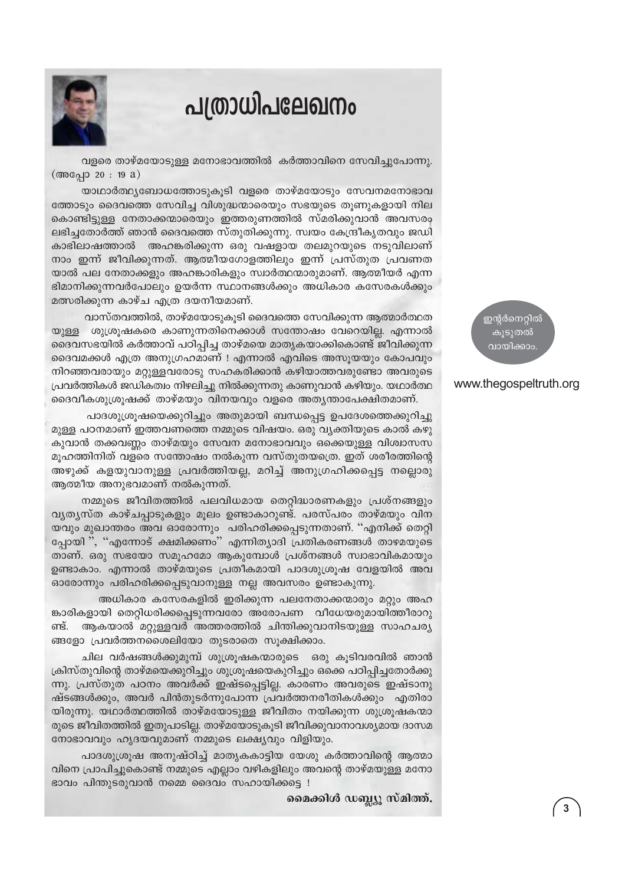# പത്രാധിപലേഖനം

വളരെ താഴ്മയോടുള്ള മനോഭാവത്തിൽ കർത്താവിനെ സേവിച്ചുപോന്നു. (അപ്പോ 20 : 19 a)

യാഥാർത്ഥ്യബോധത്തോടുകൂടി വളരെ താഴ്മയോടും സേവനമനോഭാവത്തോടും ദൈവത്തെ സേവിച്ച വിശുദ്ധന്മാരെയും സഭയുടെ തൂണുകളായി നിലകൊണ്ടിട്ടുള്ള നേതാക്കന്മാരെയും ഇത്തരുണത്തിൽ സ്മരിക്കുവാൻ അവസരം ലഭിച്ചതോർത്ത് ഞാൻ ദൈവത്തെ സ്തുതിക്കുന്നു. സ്വയം കേന്ദ്രീകൃതവും ജഡികാഭിലാഷത്താൽ അഹങ്കരിക്കുന്ന ഒരു വഷളായ തലമുറയുടെ നടുവിലാണ് നാം ഇന്ന് ജീവിക്കുന്നത്. ആത്മീയഗോളത്തിലും ഇന്ന് പ്രസ്തുത പ്രവണതയാൽ പല നേതാക്കളും അഹങ്കാരികളും സ്വാർത്ഥന്മാരുമാണ്. ആത്മീയർ എന്ന ഭിമാനിക്കുന്നവർപോലും ഉയർന്ന സ്ഥാനങ്ങൾക്കും അധികാര കസേരകൾക്കും മത്സരിക്കുന്ന കാഴ്ച എത്ര ദയനീയമാണ്.

വാസ്തവത്തിൽ, താഴ്മയോടുകൂടി ദൈവത്തെ സേവിക്കുന്ന ആത്മാർത്ഥതയുള്ള ശുശ്രൂഷകരെ കാണുന്നതിനെക്കാൾ സന്തോഷം വേറെയില്ല. എന്നാൽ ദൈവസഭയിൽ കർത്താവ് പഠിപ്പിച്ച താഴ്മയെ മാതൃകയാക്കികൊണ്ട് ജീവിക്കുന്ന ദൈവമക്കൾ എത്ര അനുഗ്രഹമാണ് ! എന്നാൽ എവിടെ അസൂയയും കോപവും നിറഞ്ഞവരായും മറ്റുള്ളവരോടു സഹകരിക്കാൻ കഴിയാത്തവരുണ്ടോ അവരുടെ പ്രവർത്തികൾ ജഡികത്വം നിഴലിച്ചു നിൽക്കുന്നതു കാണുവാൻ കഴിയും. യഥാർത്ഥ ദൈവീകശുശ്രൂഷക്ക് താഴ്മയും വിനയവും വളരെ അത്യന്താപേക്ഷിതമാണ്.

പാദശുശ്രൂഷയെക്കുറിച്ചും അതുമായി ബന്ധപ്പെട്ട ഉപദേശത്തെക്കുറിച്ചുമുള്ള പഠനമാണ് ഇത്തവണത്തെ നമ്മുടെ വിഷയം. ഒരു വ്യക്തിയുടെ കാൽ കഴുകുവാൻ തക്കവണ്ണം താഴ്മയും സേവന മനോഭാവവും ഒക്കെയുള്ള വിശ്വാസസമൂഹത്തിനിത് വളരെ സന്തോഷം നൽകുന്ന വസ്തുതയത്രെ. ഇത് ശരീരത്തിന്റെ അഴുക്ക് കളയുവാനുള്ള പ്രവർത്തിയല്ല, മറിച്ച് അനുഗ്രഹിക്കപ്പെട്ട നല്ലൊരു ആത്മീയ അനുഭവമാണ് നൽകുന്നത്.

നമ്മുടെ ജീവിതത്തിൽ പലവിധമായ തെറ്റിദ്ധാരണകളും പ്രശ്നങ്ങളും വ്യത്യസ്ത കാഴ്ചപ്പാടുകളും മൂലം ഉണ്ടാകാറുണ്ട്. പരസ്പരം താഴ്മയും വിനയവും മുഖാന്തരം അവ ഓരോന്നും പരിഹരിക്കപ്പെടുന്നതാണ്. ''എനിക്ക് തെറ്റിപ്പോയി '', ''എന്നോട് ക്ഷമിക്കണം'' എന്നിത്യാദി പ്രതികരണങ്ങൾ താഴമയുടെതാണ്. ഒരു സഭയോ സമൂഹമോ ആകുമ്പോൾ പ്രശ്നങ്ങൾ സ്വാഭാവികമായും ഉണ്ടാകാം. എന്നാൽ താഴ്മയുടെ പ്രതീകമായി പാദശുശ്രൂഷ വേളയിൽ അവ ഓരോന്നും പരിഹരിക്കപ്പെടുവാനുള്ള നല്ല അവസരം ഉണ്ടാകുന്നു.

അധികാര കസേരകളിൽ ഇരിക്കുന്ന പലനേതാക്കന്മാരും മറ്റും അഹങ്കാരികളായി തെറ്റിധരിക്കപ്പെടുന്നവരോ അരോപണ വീധേയരുമായിത്തീരാറുണ്ട്. ആകയാൽ മറ്റുള്ളവർ അത്തരത്തിൽ ചിന്തിക്കുവാനിടയുള്ള സാഹചര്യങ്ങളോ പ്രവർത്തനശൈലിയോ തുടരാതെ സൂക്ഷിക്കാം.

ചില വർഷങ്ങൾക്കുമുമ്പ് ശുശ്രൂഷകന്മാരുടെ ഒരു കൂടിവരവിൽ ഞാൻ ക്രിസ്തുവിന്റെ താഴ്മയെക്കുറിച്ചും ശുശ്രൂഷയെകുറിച്ചും ഒക്കെ പഠിപ്പിച്ചതോർക്കുന്നു. പ്രസ്തുത പഠനം അവർക്ക് ഇഷ്ടപ്പെട്ടില്ല. കാരണം അവരുടെ ഇഷ്ടാനുഷ്ടങ്ങൾക്കും, അവർ പിൻതുടർന്നുപോന്ന പ്രവർത്തനരീതികൾക്കും എതിരായിരുന്നു. യഥാർത്ഥത്തിൽ താഴ്മയോടുള്ള ജീവിതം നയിക്കുന്ന ശുശ്രൂഷകന്മാരുടെ ജീവിതത്തിൽ ഇതുപാടില്ല. താഴ്മയോടുകൂടി ജീവിക്കുവാനാവശ്യമായ ദാസമനോഭാവവും ഹൃദയവുമാണ് നമ്മുടെ ലക്ഷ്യവും വിളിയും.

പാദശുശ്രൂഷ അനുഷ്ഠിച്ച് മാതൃകകാട്ടിയ യേശു കർത്താവിന്റെ ആത്മാവിനെ പ്രാപിച്ചുകൊണ്ട് നമ്മുടെ എല്ലാം വഴികളിലും അവന്റെ താഴ്മയുള്ള മനോഭാവം പിന്തുടരുവാൻ നമ്മെ ദൈവം സഹായിക്കട്ടെ !

**മൈക്കിൾ ഡബ്ല്യൂ സ്മിത്ത്.**

ഇന്റർനെറ്റിൽ കൂടുതൽ വായിക്കാം.

www.thegospeltruth.org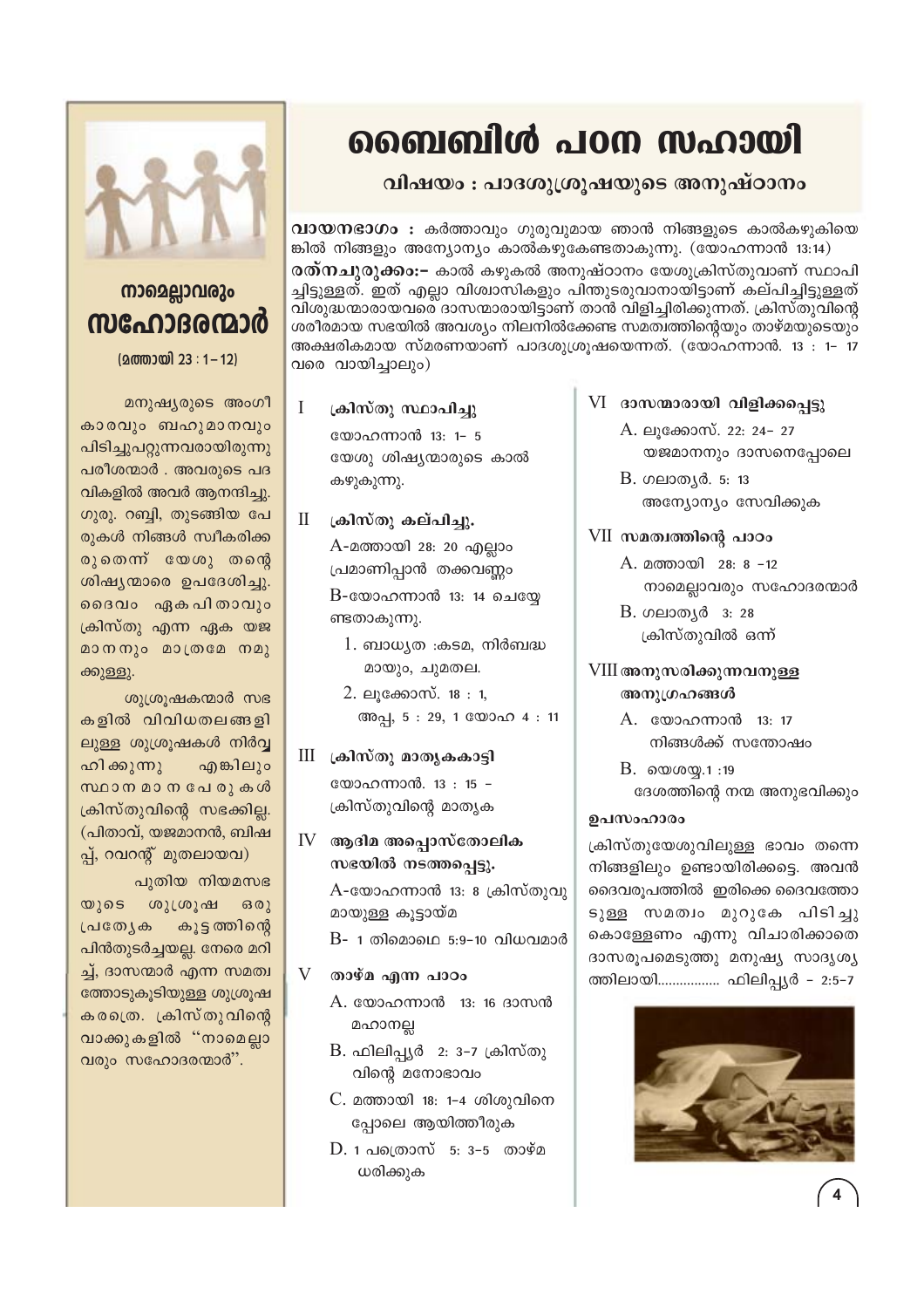# ബൈബിൾ പഠന സഹായി

## വിഷയം : പാദശുശ്രൂഷയുടെ അനുഷ്ഠാനം

**വായനഭാഗം :** കർത്താവും ഗുരുവുമായ ഞാൻ നിങ്ങളുടെ കാൽകഴുകിയെങ്കിൽ നിങ്ങളും അന്യോന്യം കാൽകഴുകേണ്ടതാകുന്നു. (യോഹന്നാൻ 13:14)

**രത്നചുരുക്കം:–** കാൽ കഴുകൽ അനുഷ്ഠാനം യേശുക്രിസ്തുവാണ് സ്ഥാപിച്ചിട്ടുള്ളത്. ഇത് എല്ലാ വിശ്വാസികളും പിന്തുടരുവാനായിട്ടാണ് കല്പിച്ചിട്ടുള്ളത് വിശുദ്ധന്മാരായവരെ ദാസന്മാരായിട്ടാണ് താൻ വിളിച്ചിരിക്കുന്നത്. ക്രിസ്തുവിന്റെ ശരീരമായ സഭയിൽ അവശ്യം നിലനിൽക്കേണ്ട സമത്വത്തിന്റെയും താഴ്മയുടെയും അക്ഷരികമായ സ്മരണയാണ് പാദശുശ്രൂഷയെന്നത്. (യോഹന്നാൻ. 13 : 1– 17 വരെ വായിച്ചാലും)

**I ക്രിസ്തു സ്ഥാപിച്ചു**

യോഹന്നാൻ 13: 1– 5
യേശു ശിഷ്യന്മാരുടെ കാൽ കഴുകുന്നു.

**II ക്രിസ്തു കല്പിച്ചു.**

A-മത്തായി 28: 20 എല്ലാം പ്രമാണിപ്പാൻ തക്കവണ്ണം

B-യോഹന്നാൻ 13: 14 ചെയ്യേണ്ടതാകുന്നു.

1. ബാധ്യത :കടമ, നിർബദ്ധമായും, ചുമതല.
2. ലൂക്കോസ്. 18 : 1, അപ്പ, 5 : 29, 1 യോഹ 4 : 11

**III ക്രിസ്തു മാതൃകകാട്ടി**

യോഹന്നാൻ. 13 : 15 – ക്രിസ്തുവിന്റെ മാതൃക

**IV ആദിമ അപ്പൊസ്തോലിക സഭയിൽ നടത്തപ്പെട്ടു.**

A-യോഹന്നാൻ 13: 8 ക്രിസ്തുവുമായുള്ള കൂട്ടായ്മ

B- 1 തിമൊഥെ 5:9–10 വിധവമാർ

**V താഴ്മ എന്ന പാഠം**

A. യോഹന്നാൻ 13: 16 ദാസൻ മഹാനല്ല

B. ഫിലിപ്പ്യർ 2: 3–7 ക്രിസ്തുവിന്റെ മനോഭാവം

C. മത്തായി 18: 1–4 ശിശുവിനെപ്പോലെ ആയിത്തീരുക

D. 1 പത്രൊസ് 5: 3–5 താഴ്മ ധരിക്കുക

**VI ദാസന്മാരായി വിളിക്കപ്പെട്ടു**

A. ലൂക്കോസ്. 22: 24– 27 യജമാനനും ദാസനെപ്പോലെ

B. ഗലാത്യർ. 5: 13 അന്യോന്യം സേവിക്കുക

**VII സമത്വത്തിന്റെ പാഠം**

A. മത്തായി 28: 8 –12 നാമെല്ലാവരും സഹോദരന്മാർ

B. ഗലാത്യർ 3: 28 ക്രിസ്തുവിൽ ഒന്ന്

**VIII അനുസരിക്കുന്നവനുള്ള അനുഗ്രഹങ്ങൾ**

A. യോഹന്നാൻ 13: 17 നിങ്ങൾക്ക് സന്തോഷം

B. യെശയ്യ.1 :19 ദേശത്തിന്റെ നന്മ അനുഭവിക്കും

**ഉപസംഹാരം**

ക്രിസ്തുയേശുവിലുള്ള ഭാവം തന്നെ നിങ്ങളിലും ഉണ്ടായിരിക്കട്ടെ. അവൻ ദൈവരൂപത്തിൽ ഇരിക്കെ ദൈവത്തോടുള്ള സമത്വം മുറുകെ പിടിച്ചു കൊള്ളേണം എന്നു വിചാരിക്കാതെ ദാസരൂപമെടുത്തു മനുഷ്യ സാദൃശ്യത്തിലായി................ ഫിലിപ്പ്യർ – 2:5–7

## നാമെല്ലാവരും സഹോദരന്മാർ

(മത്തായി 23 : 1– 12)

മനുഷ്യരുടെ അംഗീകാരവും ബഹുമാനവും പിടിച്ചുപറ്റുന്നവരായിരുന്നു പരീശന്മാർ . അവരുടെ പദവികളിൽ അവർ ആനന്ദിച്ചു. ഗുരു. റബ്ബി, തുടങ്ങിയ പേരുകൾ നിങ്ങൾ സ്വീകരിക്കരുതെന്ന് യേശു തന്റെ ശിഷ്യന്മാരെ ഉപദേശിച്ചു. ദൈവം ഏകപിതാവും ക്രിസ്തു എന്ന ഏക യജമാനനും മാത്രമേ നമുക്കുള്ളു.

ശുശ്രൂഷകന്മാർ സഭകളിൽ വിവിധതലങ്ങളിലുള്ള ശുശ്രൂഷകൾ നിർവ്വഹിക്കുന്നു എങ്കിലും സ്ഥാനമാനപേരുകൾ ക്രിസ്തുവിന്റെ സഭക്കില്ല. (പിതാവ്, യജമാനൻ, ബിഷപ്പ്, റവറന്റ് മുതലായവ)

പുതിയ നിയമസഭയുടെ ശുശ്രൂഷ ഒരു പ്രത്യേക കൂട്ടത്തിന്റെ പിൻതുടർച്ചയല്ല. നേരെ മറിച്ച്, ദാസന്മാർ എന്ന സമത്വത്തോടുകൂടിയുള്ള ശുശ്രൂഷകരത്രെ. ക്രിസ്തുവിന്റെ വാക്കുകളിൽ "നാമെല്ലാവരും സഹോദരന്മാർ".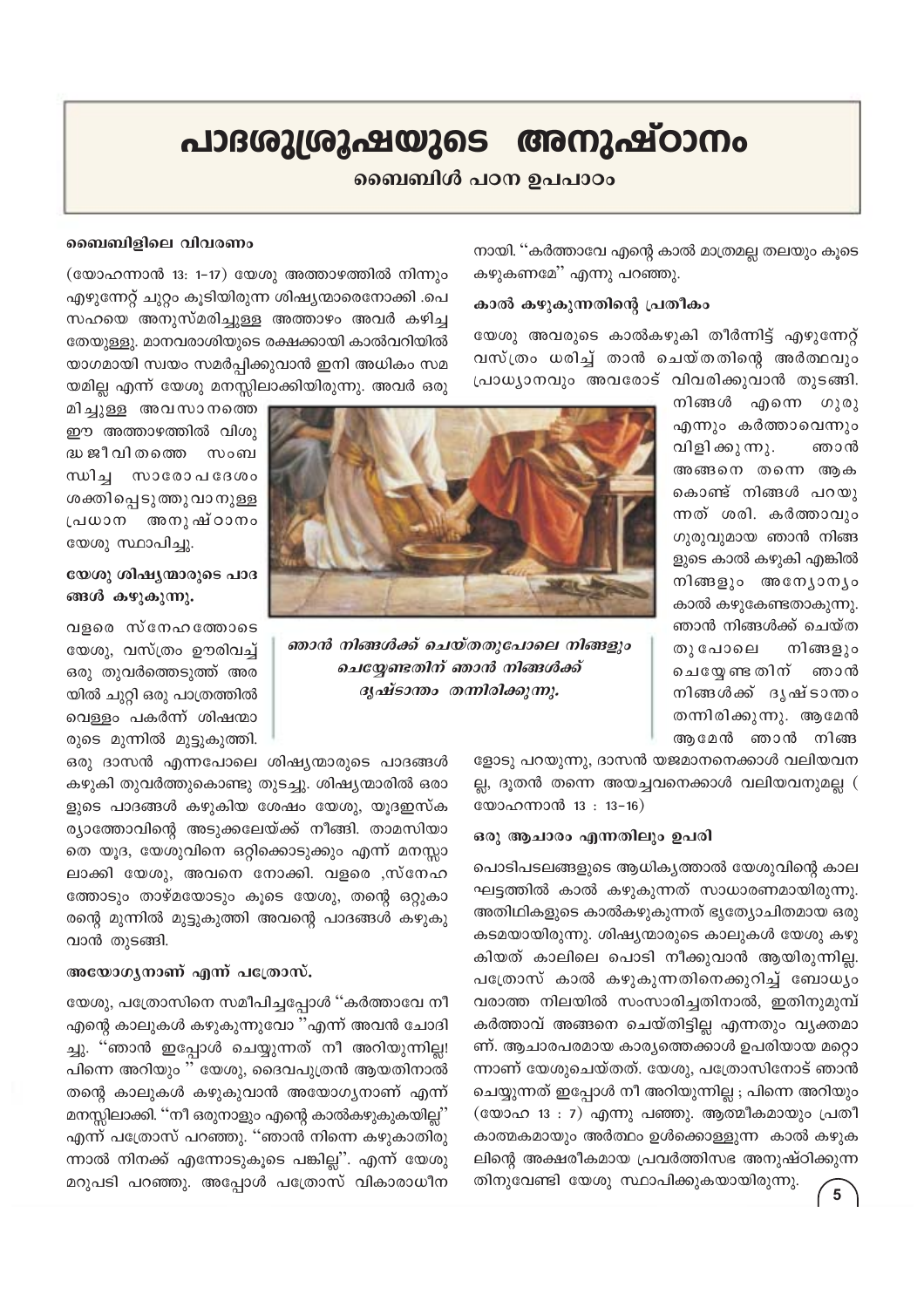# പാദശുശ്രൂഷയുടെ അനുഷ്ഠാനം

## ബൈബിൾ പഠന ഉപപാഠം

### ബൈബിളിലെ വിവരണം

(യോഹന്നാൻ 13: 1-17) യേശു അത്താഴത്തിൽ നിന്നും എഴുന്നേറ്റ് ചുറ്റം കൂടിയിരുന്ന ശിഷ്യന്മാരെനോക്കി .പെസഹയെ അനുസ്മരിച്ചുള്ള അത്താഴം അവർ കഴിച്ചതേയുള്ളു. മാനവരാശിയുടെ രക്ഷക്കായി കാൽവറിയിൽ യാഗമായി സ്വയം സമർപ്പിക്കുവാൻ ഇനി അധികം സമയമില്ല എന്ന് യേശു മനസ്സിലാക്കിയിരുന്നു. അവർ ഒരുമിച്ചുള്ള അവസാനത്തെ ഈ അത്താഴത്തിൽ വിശുദ്ധജീവിതത്തെ സംബന്ധിച്ച സാരോപദേശം ശക്തിപ്പെടുത്തുവാനുള്ള പ്രധാന അനുഷ്ഠാനം യേശു സ്ഥാപിച്ചു.

### യേശു ശിഷ്യന്മാരുടെ പാദങ്ങൾ കഴുകുന്നു.

വളരെ സ്നേഹത്തോടെ യേശു, വസ്ത്രം ഊരിവച്ച് ഒരു തുവർത്തെടുത്ത് അരയിൽ ചുറ്റി ഒരു പാത്രത്തിൽ വെള്ളം പകർന്ന് ശിഷന്മാരുടെ മുന്നിൽ മുട്ടുകുത്തി. ഒരു ദാസൻ എന്നപോലെ ശിഷ്യന്മാരുടെ പാദങ്ങൾ കഴുകി തുവർത്തുകൊണ്ടു തുടച്ചു. ശിഷ്യന്മാരിൽ ഒരാളുടെ പാദങ്ങൾ കഴുകിയ ശേഷം യേശു, യൂദഇസ്കര്യാത്തോവിന്റെ അടുക്കലേയ്ക്ക് നീങ്ങി. താമസിയാതെ യൂദ, യേശുവിനെ ഒറ്റിക്കൊടുക്കും എന്ന് മനസ്സാലാക്കി യേശു, അവനെ നോക്കി. വളരെ ,സ്നേഹത്തോടും താഴ്മയോടും കൂടെ യേശു, തന്റെ ഒറ്റുകാരന്റെ മുന്നിൽ മുട്ടുകുത്തി അവന്റെ പാദങ്ങൾ കഴുകുവാൻ തുടങ്ങി.

### അയോഗ്യനാണ് എന്ന് പത്രോസ്.

യേശു, പത്രോസിനെ സമീപിച്ചപ്പോൾ ''കർത്താവേ നീ എന്റെ കാലുകൾ കഴുകുന്നുവോ ''എന്ന് അവൻ ചോദിച്ചു. ''ഞാൻ ഇപ്പോൾ ചെയ്യുന്നത് നീ അറിയുന്നില്ല! പിന്നെ അറിയും '' യേശു, ദൈവപുത്രൻ ആയതിനാൽ തന്റെ കാലുകൾ കഴുകുവാൻ അയോഗ്യനാണ് എന്ന് മനസ്സിലാക്കി. ''നീ ഒരുനാളും എന്റെ കാൽകഴുകുകയില്ല'' എന്ന് പത്രോസ് പറഞ്ഞു. ''ഞാൻ നിന്നെ കഴുകാതിരുന്നാൽ നിനക്ക് എന്നോടുകൂടെ പങ്കില്ല''. എന്ന് യേശു മറുപടി പറഞ്ഞു. അപ്പോൾ പത്രോസ് വികാരാധീനനായി. ''കർത്താവേ എന്റെ കാൽ മാത്രമല്ല തലയും കൂടെ കഴുകണമേ'' എന്നു പറഞ്ഞു.

*ഞാൻ നിങ്ങൾക്ക് ചെയ്തതുപോലെ നിങ്ങളും ചെയ്യേണ്ടതിന് ഞാൻ നിങ്ങൾക്ക് ദൃഷ്ടാന്തം തന്നിരിക്കുന്നു.*

### കാൽ കഴുകുന്നതിന്റെ പ്രതീകം

യേശു അവരുടെ കാൽകഴുകി തീർന്നിട്ട് എഴുന്നേറ്റ് വസ്ത്രം ധരിച്ച് താൻ ചെയ്തതിന്റെ അർത്ഥവും പ്രാധ്യാനവും അവരോട് വിവരിക്കുവാൻ തുടങ്ങി. നിങ്ങൾ എന്നെ ഗുരു എന്നും കർത്താവെന്നും വിളിക്കുന്നു. ഞാൻ അങ്ങനെ തന്നെ ആകകൊണ്ട് നിങ്ങൾ പറയുന്നത് ശരി. കർത്താവും ഗുരുവുമായ ഞാൻ നിങ്ങളുടെ കാൽ കഴുകി എങ്കിൽ നിങ്ങളും അന്യോന്യം കാൽ കഴുകേണ്ടതാകുന്നു. ഞാൻ നിങ്ങൾക്ക് ചെയ്തതുപോലെ നിങ്ങളും ചെയ്യേണ്ടതിന് ഞാൻ നിങ്ങൾക്ക് ദൃഷ്ടാന്തം തന്നിരിക്കുന്നു. ആമേൻ ആമേൻ ഞാൻ നിങ്ങളോടു പറയുന്നു, ദാസൻ യജമാനനെക്കാൾ വലിയവനല്ല, ദൂതൻ തന്നെ അയച്ചവനെക്കാൾ വലിയവനുമല്ല ( യോഹന്നാൻ 13 : 13-16)

### ഒരു ആചാരം എന്നതിലും ഉപരി

പൊടിപടലങ്ങളുടെ ആധിക്യത്താൽ യേശുവിന്റെ കാലഘട്ടത്തിൽ കാൽ കഴുകുന്നത് സാധാരണമായിരുന്നു. അതിഥികളുടെ കാൽകഴുകുന്നത് ഭൃത്യോചിതമായ ഒരു കടമയായിരുന്നു. ശിഷ്യന്മാരുടെ കാലുകൾ യേശു കഴുകിയത് കാലിലെ പൊടി നീക്കുവാൻ ആയിരുന്നില്ല. പത്രോസ് കാൽ കഴുകുന്നതിനെക്കുറിച്ച് ബോധ്യം വരാത്ത നിലയിൽ സംസാരിച്ചതിനാൽ, ഇതിനുമുമ്പ് കർത്താവ് അങ്ങനെ ചെയ്തിട്ടില്ല എന്നതും വ്യക്തമാണ്. ആചാരപരമായ കാര്യത്തെക്കാൾ ഉപരിയായ മറ്റൊന്നാണ് യേശുചെയ്തത്. യേശു, പത്രോസിനോട് ഞാൻ ചെയ്യുന്നത് ഇപ്പോൾ നീ അറിയുന്നില്ല ; പിന്നെ അറിയും (യോഹ 13 : 7) എന്നു പഞ്ഞു. ആത്മീകമായും പ്രതീകാത്മകമായും അർത്ഥം ഉൾക്കൊള്ളുന്ന കാൽ കഴുകലിന്റെ അക്ഷരീകമായ പ്രവർത്തിസഭ അനുഷ്ഠിക്കുന്നതിനുവേണ്ടി യേശു സ്ഥാപിക്കുകയായിരുന്നു.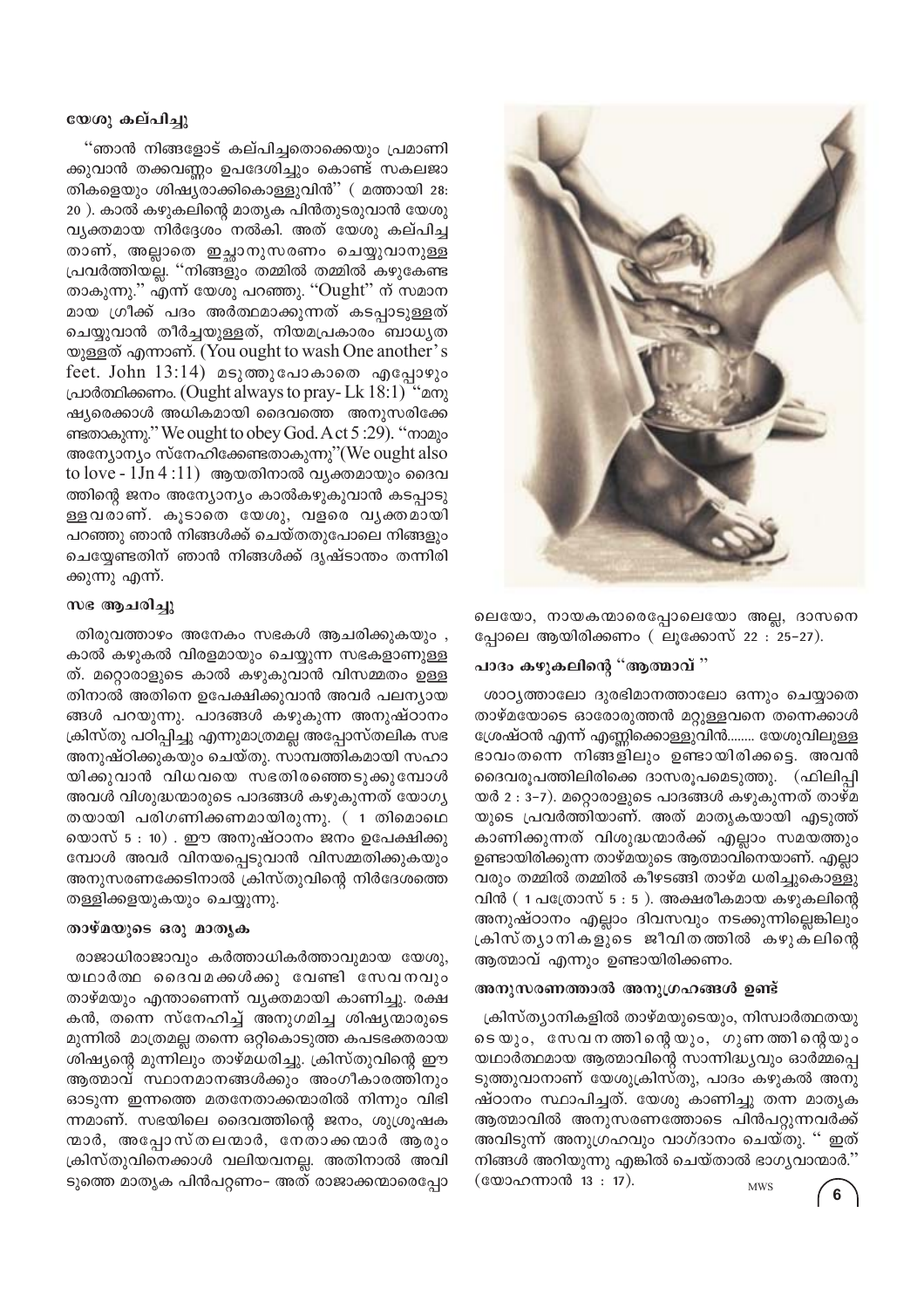### യേശു കല്പിച്ചു

"ഞാൻ നിങ്ങളോട് കല്പിച്ചതൊക്കെയും പ്രമാണിക്കുവാൻ തക്കവണ്ണം ഉപദേശിച്ചും കൊണ്ട് സകലജാതികളെയും ശിഷ്യരാക്കികൊള്ളുവിൻ" ( മത്തായി 28: 20 ). കാൽ കഴുകലിന്റെ മാതൃക പിൻതുടരുവാൻ യേശു വ്യക്തമായ നിർദ്ദേശം നൽകി. അത് യേശു കല്പിച്ചതാണ്, അല്ലാതെ ഇച്ഛാനുസരണം ചെയ്യുവാനുള്ള പ്രവർത്തിയല്ല. "നിങ്ങളും തമ്മിൽ തമ്മിൽ കഴുകേണ്ടതാകുന്നു." എന്ന് യേശു പറഞ്ഞു. "Ought" ന് സമാനമായ ഗ്രീക്ക് പദം അർത്ഥമാക്കുന്നത് കടപ്പാടുള്ളത് ചെയ്യുവാൻ തീർച്ചയുള്ളത്, നിയമപ്രകാരം ബാധ്യതയുള്ളത് എന്നാണ്. (You ought to wash One another's feet. John 13:14) മടുത്തുപോകാതെ എപ്പോഴും പ്രാർത്ഥിക്കണം. (Ought always to pray- Lk 18:1) "മനുഷ്യരെക്കാൾ അധികമായി ദൈവത്തെ അനുസരിക്കേണ്ടതാകുന്നു." We ought to obey God. Act 5 :29). "നാമും അന്യോന്യം സ്നേഹിക്കേണ്ടതാകുന്നു"(We ought also to love - 1Jn 4 :11) ആയതിനാൽ വ്യക്തമായും ദൈവത്തിന്റെ ജനം അന്യോന്യം കാൽകഴുകുവാൻ കടപ്പാടുള്ളവരാണ്. കൂടാതെ യേശു, വളരെ വ്യക്തമായി പറഞ്ഞു ഞാൻ നിങ്ങൾക്ക് ചെയ്തതുപോലെ നിങ്ങളും ചെയ്യേണ്ടതിന് ഞാൻ നിങ്ങൾക്ക് ദൃഷ്ടാന്തം തന്നിരിക്കുന്നു എന്ന്.

### സഭ ആചരിച്ചു

തിരുവത്താഴം അനേകം സഭകൾ ആചരിക്കുകയും , കാൽ കഴുകൽ വിരളമായും ചെയ്യുന്ന സഭകളാണുള്ളത്. മറ്റൊരാളുടെ കാൽ കഴുകുവാൻ വിസമ്മതം ഉള്ളതിനാൽ അതിനെ ഉപേക്ഷിക്കുവാൻ അവർ പലന്യായങ്ങൾ പറയുന്നു. പാദങ്ങൾ കഴുകുന്ന അനുഷ്ഠാനം ക്രിസ്തു പഠിപ്പിച്ചു എന്നുമാത്രമല്ല അപ്പോസ്തലിക സഭ അനുഷ്ഠിക്കുകയും ചെയ്തു. സാമ്പത്തികമായി സഹായിക്കുവാൻ വിധവയെ സഭതിരഞ്ഞെടുക്കുമ്പോൾ അവൾ വിശുദ്ധന്മാരുടെ പാദങ്ങൾ കഴുകുന്നത് യോഗ്യതയായി പരിഗണിക്കണമായിരുന്നു. ( 1 തിമൊഥെയൊസ് 5 : 10) . ഈ അനുഷ്ഠാനം ജനം ഉപേക്ഷിക്കുമ്പോൾ അവർ വിനയപ്പെടുവാൻ വിസമ്മതിക്കുകയും അനുസരണക്കേടിനാൽ ക്രിസ്തുവിന്റെ നിർദേശത്തെ തള്ളിക്കളയുകയും ചെയ്യുന്നു.

### താഴ്മയുടെ ഒരു മാതൃക

രാജാധിരാജാവും കർത്താധികർത്താവുമായ യേശു, യഥാർത്ഥ ദൈവമക്കൾക്കു വേണ്ടി സേവനവും താഴ്മയും എന്താണെന്ന് വ്യക്തമായി കാണിച്ചു. രക്ഷകൻ, തന്നെ സ്നേഹിച്ച് അനുഗമിച്ച ശിഷ്യന്മാരുടെ മുന്നിൽ മാത്രമല്ല തന്നെ ഒറ്റികൊടുത്ത കപടഭക്തരായ ശിഷ്യന്റെ മുന്നിലും താഴ്മധരിച്ചു. ക്രിസ്തുവിന്റെ ഈ ആത്മാവ് സ്ഥാനമാനങ്ങൾക്കും അംഗീകാരത്തിനും ഓടുന്ന ഇന്നത്തെ മതനേതാക്കന്മാരിൽ നിന്നും വിഭിന്നമാണ്. സഭയിലെ ദൈവത്തിന്റെ ജനം, ശുശ്രൂഷകന്മാർ, അപ്പോസ്തലന്മാർ, നേതാക്കന്മാർ ആരും ക്രിസ്തുവിനെക്കാൾ വലിയവനല്ല. അതിനാൽ അവിടുത്തെ മാതൃക പിൻപറ്റണം- അത് രാജാക്കന്മാരെപ്പോലെയോ, നായകന്മാരെപ്പോലെയോ അല്ല, ദാസനെപ്പോലെ ആയിരിക്കണം ( ലൂക്കോസ് 22 : 25-27).

### പാദം കഴുകലിന്റെ "ആത്മാവ് "

ശാഠ്യത്താലോ ദുരഭിമാനത്താലോ ഒന്നും ചെയ്യാതെ താഴ്മയോടെ ഓരോരുത്തൻ മറ്റുള്ളവനെ തന്നെക്കാൾ ശ്രേഷ്ഠൻ എന്ന് എണ്ണിക്കൊള്ളുവിൻ........ യേശുവിലുള്ള ഭാവംതന്നെ നിങ്ങളിലും ഉണ്ടായിരിക്കട്ടെ. അവൻ ദൈവരൂപത്തിലിരിക്കെ ദാസരൂപമെടുത്തു. (ഫിലിപ്പിയർ 2 : 3-7). മറ്റൊരാളുടെ പാദങ്ങൾ കഴുകുന്നത് താഴ്മയുടെ പ്രവർത്തിയാണ്. അത് മാതൃകയായി എടുത്ത് കാണിക്കുന്നത് വിശുദ്ധന്മാർക്ക് എല്ലാം സമയത്തും ഉണ്ടായിരിക്കുന്ന താഴ്മയുടെ ആത്മാവിനെയാണ്. എല്ലാവരും തമ്മിൽ തമ്മിൽ കീഴടങ്ങി താഴ്മ ധരിച്ചുകൊള്ളുവിൻ ( 1 പത്രോസ് 5 : 5 ). അക്ഷരീകമായ കഴുകലിന്റെ അനുഷ്ഠാനം എല്ലാം ദിവസവും നടക്കുന്നില്ലെങ്കിലും ക്രിസ്ത്യാനികളുടെ ജീവിതത്തിൽ കഴുകലിന്റെ ആത്മാവ് എന്നും ഉണ്ടായിരിക്കണം.

### അനുസരണത്താൽ അനുഗ്രഹങ്ങൾ ഉണ്ട്

ക്രിസ്ത്യാനികളിൽ താഴ്മയുടെയും, നിസ്വാർത്ഥതയുടെയും, സേവനത്തിന്റെയും, ഗുണത്തിന്റെയും യഥാർത്ഥമായ ആത്മാവിന്റെ സാന്നിദ്ധ്യവും ഓർമ്മപ്പെടുത്തുവാനാണ് യേശുക്രിസ്തു, പാദം കഴുകൽ അനുഷ്ഠാനം സ്ഥാപിച്ചത്. യേശു കാണിച്ചു തന്ന മാതൃക ആത്മാവിൽ അനുസരണത്തോടെ പിൻപറ്റുന്നവർക്ക് അവിടുന്ന് അനുഗ്രഹവും വാഗ്ദാനം ചെയ്തു. " ഇത് നിങ്ങൾ അറിയുന്നു എങ്കിൽ ചെയ്താൽ ഭാഗ്യവാന്മാർ." (യോഹന്നാൻ 13 : 17).

MWS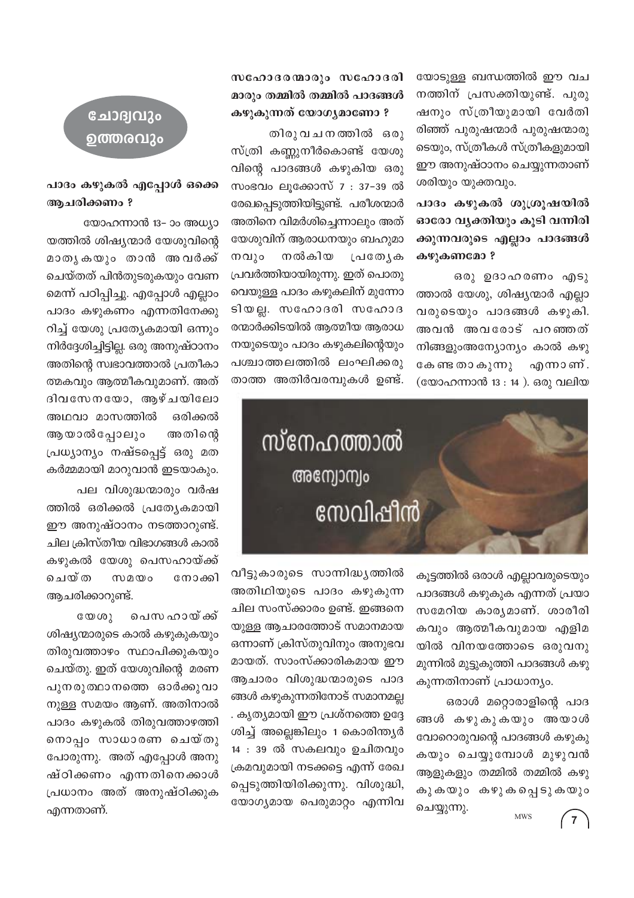## ചോദ്യവും ഉത്തരവും

**പാദം കഴുകൽ എപ്പോൾ ഒക്കെ ആചരിക്കണം ?**

യോഹന്നാൻ 13- ാം അധ്യായത്തിൽ ശിഷ്യന്മാർ യേശുവിന്റെ മാതൃകയും താൻ അവർക്ക് ചെയ്തത് പിൻതുടരുകയും വേണമെന്ന് പഠിപ്പിച്ചു. എപ്പോൾ എല്ലാം പാദം കഴുകണം എന്നതിനേക്കുറിച്ച് യേശു പ്രത്യേകമായി ഒന്നും നിർദ്ദേശിച്ചിട്ടില്ല. ഒരു അനുഷ്ഠാനം അതിന്റെ സ്വഭാവത്താൽ പ്രതീകാത്മകവും ആത്മീകവുമാണ്. അത് ദിവസേനയോ, ആഴ്ചയിലോ അഥവാ മാസത്തിൽ ഒരിക്കൽ ആയാൽപ്പോലും അതിന്റെ പ്രധ്യാന്യം നഷ്ടപ്പെട്ട് ഒരു മത കർമ്മമായി മാറുവാൻ ഇടയാകും.

പല വിശുദ്ധന്മാരും വർഷത്തിൽ ഒരിക്കൽ പ്രത്യേകമായി ഈ അനുഷ്ഠാനം നടത്താറുണ്ട്. ചില ക്രിസ്തീയ വിഭാഗങ്ങൾ കാൽ കഴുകൽ യേശു പെസഹായ്ക്ക് ചെയ്ത സമയം നോക്കി ആചരിക്കാറുണ്ട്.

യേശു പെസഹായ്ക്ക് ശിഷ്യന്മാരുടെ കാൽ കഴുകുകയും തിരുവത്താഴം സ്ഥാപിക്കുകയും ചെയ്തു. ഇത് യേശുവിന്റെ മരണ പുനരുത്ഥാനത്തെ ഓർക്കുവാനുള്ള സമയം ആണ്. അതിനാൽ പാദം കഴുകൽ തിരുവത്താഴത്തിനൊപ്പം സാധാരണ ചെയ്തു പോരുന്നു. അത് എപ്പോൾ അനുഷ്ഠിക്കണം എന്നതിനെക്കാൾ പ്രധാനം അത് അനുഷ്ഠിക്കുക എന്നതാണ്.

**സഹോദരന്മാരും സഹോദരിമാരും തമ്മിൽ തമ്മിൽ പാദങ്ങൾ കഴുകുന്നത് യോഗ്യമാണോ ?**

തിരുവചനത്തിൽ ഒരു സ്ത്രി കണ്ണുനീർകൊണ്ട് യേശുവിന്റെ പാദങ്ങൾ കഴുകിയ ഒരു സംഭവം ലൂക്കോസ് 7 : 37–39 ൽ രേഖപ്പെടുത്തിയിട്ടുണ്ട്. പരീശന്മാർ അതിനെ വിമർശിച്ചെന്നാലും അത് യേശുവിന് ആരാധനയും ബഹുമാനവും നൽകിയ പ്രത്യേക പ്രവർത്തിയായിരുന്നു. ഇത് പൊതുവെയുള്ള പാദം കഴുകലിന് മുന്നോടിയല്ല. സഹോദരി സഹോദരന്മാർക്കിടയിൽ ആത്മീയ ആരാധനയുടെയും പാദം കഴുകലിന്റെയും പശ്ചാത്തലത്തിൽ ലംഘിക്കരുതാത്ത അതിർവരമ്പുകൾ ഉണ്ട്. യോടുള്ള ബന്ധത്തിൽ ഈ വചനത്തിന് പ്രസക്തിയുണ്ട്. പുരുഷനും സ്ത്രീയുമായി വേർതിരിഞ്ഞ് പുരുഷന്മാർ പുരുഷന്മാരുടെയും, സ്ത്രീകൾ സ്ത്രീകളുമായി ഈ അനുഷ്ഠാനം ചെയ്യുന്നതാണ് ശരിയും യുക്തവും.

**പാദം കഴുകൽ ശുശ്രൂഷയിൽ ഓരോ വ്യക്തിയും കൂടി വന്നിരിക്കുന്നവരുടെ എല്ലാം പാദങ്ങൾ കഴുകണമോ ?**

ഒരു ഉദാഹരണം എടുത്താൽ യേശു, ശിഷ്യന്മാർ എല്ലാവരുടെയും പാദങ്ങൾ കഴുകി. അവൻ അവരോട് പറഞ്ഞത് നിങ്ങളുംഅന്യോന്യം കാൽ കഴുകേണ്ടതാകുന്നു എന്നാണ്. (യോഹന്നാൻ 13 : 14 ). ഒരു വലിയ

സ്നേഹത്താൽ അന്യോന്യം സേവിപ്പീൻ

വീട്ടുകാരുടെ സാന്നിദ്ധ്യത്തിൽ അതിഥിയുടെ പാദം കഴുകുന്ന ചില സംസ്ക്കാരം ഉണ്ട്. ഇങ്ങനെയുള്ള ആചാരത്തോട് സമാനമായ ഒന്നാണ് ക്രിസ്തുവിനും അനുഭവമായത്. സാംസ്ക്കാരികമായ ഈ ആചാരം വിശുദ്ധന്മാരുടെ പാദങ്ങൾ കഴുകുന്നതിനോട് സമാനമല്ല . കൃത്യമായി ഈ പ്രശ്നത്തെ ഉദ്ദേശിച്ച് അല്ലെങ്കിലും 1 കൊരിന്ത്യർ 14 : 39 ൽ സകലവും ഉചിതവും ക്രമവുമായി നടക്കട്ടെ എന്ന് രേഖപ്പെടുത്തിയിരിക്കുന്നു. വിശുദ്ധി, യോഗ്യമായ പെരുമാറ്റം എന്നിവ

കൂട്ടത്തിൽ ഒരാൾ എല്ലാവരുടെയും പാദങ്ങൾ കഴുകുക എന്നത് പ്രയാസമേറിയ കാര്യമാണ്. ശാരീരികവും ആത്മീകവുമായ എളിമയിൽ വിനയത്തോടെ ഒരുവനു മുന്നിൽ മുട്ടുകുത്തി പാദങ്ങൾ കഴുകുന്നതിനാണ് പ്രാധാന്യം.

ഒരാൾ മറ്റൊരാളിന്റെ പാദങ്ങൾ കഴുകുകയും അയാൾ വോറൊരുവന്റെ പാദങ്ങൾ കഴുകുകയും ചെയ്യുമ്പോൾ മുഴുവൻ ആളുകളും തമ്മിൽ തമ്മിൽ കഴുകുകയും കഴുകപ്പെടുകയും ചെയ്യുന്നു.

MWS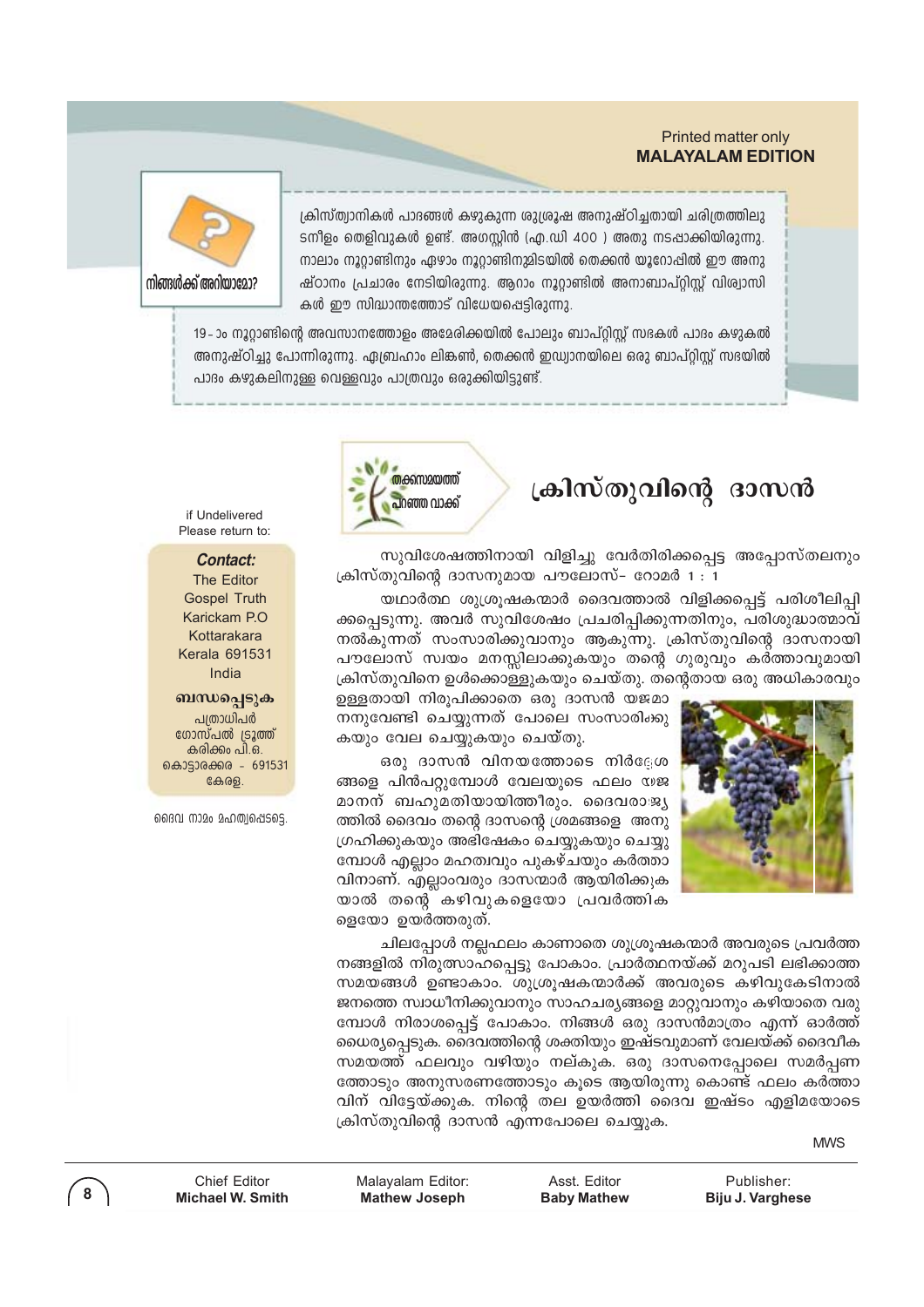Printed matter only
**MALAYALAM EDITION**

നിങ്ങൾക്ക് അറിയാമോ?

ക്രിസ്ത്യാനികൾ പാദങ്ങൾ കഴുകുന്ന ശുശ്രൂഷ അനുഷ്ഠിച്ചതായി ചരിത്രത്തിലുടനീളം തെളിവുകൾ ഉണ്ട്. അഗസ്റ്റിൻ (എ.ഡി 400 ) അതു നടപ്പാക്കിയിരുന്നു. നാലാം നൂറ്റാണ്ടിനും ഏഴാം നൂറ്റാണ്ടിനുമിടയിൽ തെക്കൻ യൂറോപ്പിൽ ഈ അനുഷ്ഠാനം പ്രചാരം നേടിയിരുന്നു. ആറാം നൂറ്റാണ്ടിൽ അനാബാപ്റ്റിസ്റ്റ് വിശ്വാസികൾ ഈ സിദ്ധാന്തത്തോട് വിധേയപ്പെട്ടിരുന്നു.

19-ാം നൂറ്റാണ്ടിന്റെ അവസാനത്തോളം അമേരിക്കയിൽ പോലും ബാപ്റ്റിസ്റ്റ് സഭകൾ പാദം കഴുകൽ അനുഷ്ഠിച്ചു പോന്നിരുന്നു. എബ്രഹാം ലിങ്കൺ, തെക്കൻ ഇന്ത്യാനയിലെ ഒരു ബാപ്റ്റിസ്റ്റ് സഭയിൽ പാദം കഴുകലിനുള്ള വെള്ളവും പാത്രവും ഒരുക്കിയിട്ടുണ്ട്.

തക്കസമയത്ത് പറഞ്ഞ വാക്ക്

# ക്രിസ്തുവിന്റെ ദാസൻ

സുവിശേഷത്തിനായി വിളിച്ചു വേർതിരിക്കപ്പെട്ട അപ്പോസ്തലനും ക്രിസ്തുവിന്റെ ദാസനുമായ പൗലോസ്- റോമർ 1 : 1

യഥാർത്ഥ ശുശ്രൂഷകന്മാർ ദൈവത്താൽ വിളിക്കപ്പെട്ട് പരിശീലിപ്പിക്കപ്പെടുന്നു. അവർ സുവിശേഷം പ്രചരിപ്പിക്കുന്നതിനും, പരിശുദ്ധാത്മാവ് നൽകുന്നത് സംസാരിക്കുവാനും ആകുന്നു. ക്രിസ്തുവിന്റെ ദാസനായി പൗലോസ് സ്വയം മനസ്സിലാക്കുകയും തന്റെ ഗുരുവും കർത്താവുമായി ക്രിസ്തുവിനെ ഉൾക്കൊള്ളുകയും ചെയ്തു. തന്റെതായ ഒരു അധികാരവും ഉള്ളതായി നിരൂപിക്കാതെ ഒരു ദാസൻ യജമാനനുവേണ്ടി ചെയ്യുന്നത് പോലെ സംസാരിക്കുകയും വേല ചെയ്യുകയും ചെയ്തു.

ഒരു ദാസൻ വിനയത്തോടെ നിർദ്ദേശങ്ങളെ പിൻപറ്റുമ്പോൾ വേലയുടെ ഫലം യജമാനന് ബഹുമതിയായിത്തീരും. ദൈവരാജ്യത്തിൽ ദൈവം തന്റെ ദാസന്റെ ശ്രമങ്ങളെ അനുഗ്രഹിക്കുകയും അഭിഷേകം ചെയ്യുകയും ചെയ്യുമ്പോൾ എല്ലാം മഹത്വവും പുകഴ്ചയും കർത്താവിനാണ്. എല്ലാംവരും ദാസന്മാർ ആയിരിക്കുകയാൽ തന്റെ കഴിവുകളെയോ പ്രവർത്തികളെയോ ഉയർത്തരുത്.

ചിലപ്പോൾ നല്ലഫലം കാണാതെ ശുശ്രൂഷകന്മാർ അവരുടെ പ്രവർത്തനങ്ങളിൽ നിരുത്സാഹപ്പെട്ടു പോകാം. പ്രാർത്ഥനയ്ക്ക് മറുപടി ലഭിക്കാത്ത സമയങ്ങൾ ഉണ്ടാകാം. ശുശ്രൂഷകന്മാർക്ക് അവരുടെ കഴിവുകേടിനാൽ ജനത്തെ സ്വാധീനിക്കുവാനും സാഹചര്യങ്ങളെ മാറ്റുവാനും കഴിയാതെ വരുമ്പോൾ നിരാശപ്പെട്ട് പോകാം. നിങ്ങൾ ഒരു ദാസൻമാത്രം എന്ന് ഓർത്ത് ധൈര്യപ്പെടുക. ദൈവത്തിന്റെ ശക്തിയും ഇഷ്ടവുമാണ് വേലയ്ക്ക് ദൈവീക സമയത്ത് ഫലവും വഴിയും നല്കുക. ഒരു ദാസനെപ്പോലെ സമർപ്പണത്തോടും അനുസരണത്തോടും കൂടെ ആയിരുന്നു കൊണ്ട് ഫലം കർത്താവിന് വിട്ടേയ്ക്കുക. നിന്റെ തല ഉയർത്തി ദൈവ ഇഷ്ടം എളിമയോടെ ക്രിസ്തുവിന്റെ ദാസൻ എന്നപോലെ ചെയ്യുക.

MWS

if Undelivered
Please return to:

***Contact:***
The Editor
Gospel Truth
Karickam P.O
Kottarakara
Kerala 691531
India

**ബന്ധപ്പെടുക**
പത്രാധിപർ
ഗോസ്പൽ ട്രൂത്ത്
കരിക്കം പി.ഒ.
കൊട്ടാരക്കര - 691531
കേരള.

ദൈവ നാമം മഹത്വപ്പെടട്ടെ.

| Chief Editor | Malayalam Editor: | Asst. Editor | Publisher: |
|---|---|---|---|
| **Michael W. Smith** | **Mathew Joseph** | **Baby Mathew** | **Biju J. Varghese** |